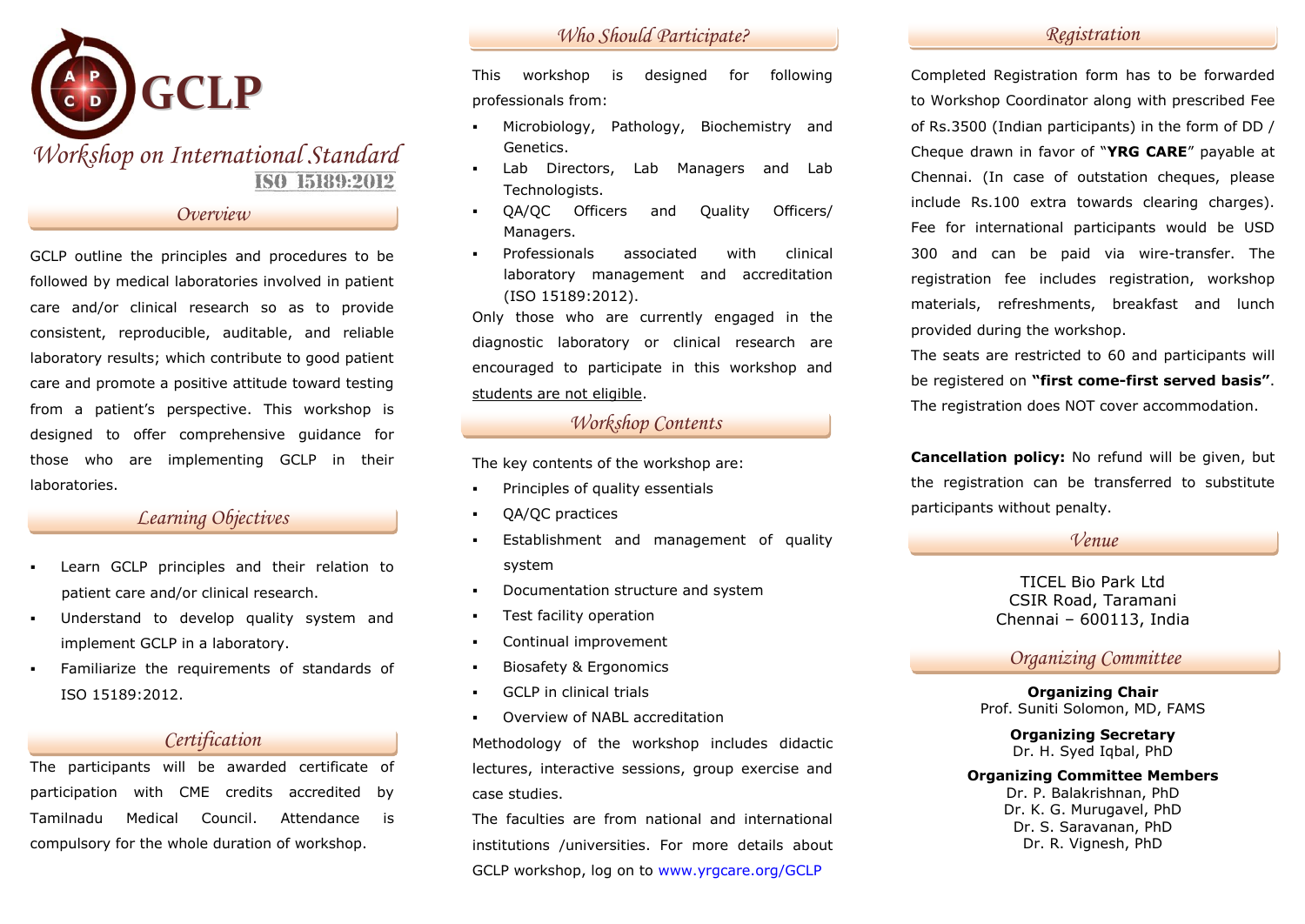# GCLP

## Workshop on International Standard ISO 15189:2012

### Overview

GCLP outline the principles and procedures to be followed by medical laboratories involved in patient care and/or clinical research so as to provide consistent, reproducible, auditable, and reliable laboratory results; which contribute to good patient care and promote a positive attitude toward testing from a patient's perspective. This workshop is designed to offer comprehensive guidance for those who are implementing GCLP in their laboratories.

### Learning Objectives

- Learn GCLP principles and their relation to patient care and/or clinical research.
- Understand to develop quality system and implement GCLP in a laboratory.
- Familiarize the requirements of standards of ISO 15189:2012.

### Certification

The participants will be awarded certificate of participation with CME credits accredited by Tamilnadu Medical Council. Attendance is compulsory for the whole duration of workshop.

### Who Should Participate?

This workshop is designed for following professionals from:

- Microbiology, Pathology, Biochemistry and Genetics.
- Lab Directors, Lab Managers and Lab Technologists.
- QA/QC Officers and Quality Officers/ Managers.
- Professionals associated with clinical laboratory management and accreditation (ISO 15189:2012).

Only those who are currently engaged in the diagnostic laboratory or clinical research are encouraged to participate in this workshop and <u>students are not eligible</u>.

### Workshop Contents

The key contents of the workshop are:

- Principles of quality essentials
- QA/QC practices
- Establishment and management of quality system
- Documentation structure and system
- Test facility operation
- Continual improvement
- Biosafety & Ergonomics
- GCLP in clinical trials
- Overview of NABL accreditation

Methodology of the workshop includes didactic lectures, interactive sessions, group exercise and case studies.

The faculties are from national and international institutions /universities. For more details about GCLP workshop, log on to www.yrgcare.org/GCLP

### Registration

Completed Registration form has to be forwarded to Workshop Coordinator along with prescribed Fee of Rs.3500 (Indian participants) in the form of DD / Cheque drawn in favor of "**YRG CARE**" payable at Chennai. (In case of outstation cheques, please include Rs.100 extra towards clearing charges). Fee for international participants would be USD 300 and can be paid via wire-transfer. The registration fee includes registration, workshop materials, refreshments, breakfast and lunch provided during the workshop.

The seats are restricted to 60 and participants will be registered on **"first come-first served basis"**. The registration does NOT cover accommodation.

**Cancellation policy:** No refund will be given, but the registration can be transferred to substitute participants without penalty.

### Venue

TICEL Bio Park Ltd
CSIR Road, Taramani
Chennai – 600113, India

### Organizing Committee

**Organizing Chair**
Prof. Suniti Solomon, MD, FAMS

**Organizing Secretary**
Dr. H. Syed Iqbal, PhD

**Organizing Committee Members**
Dr. P. Balakrishnan, PhD
Dr. K. G. Murugavel, PhD
Dr. S. Saravanan, PhD
Dr. R. Vignesh, PhD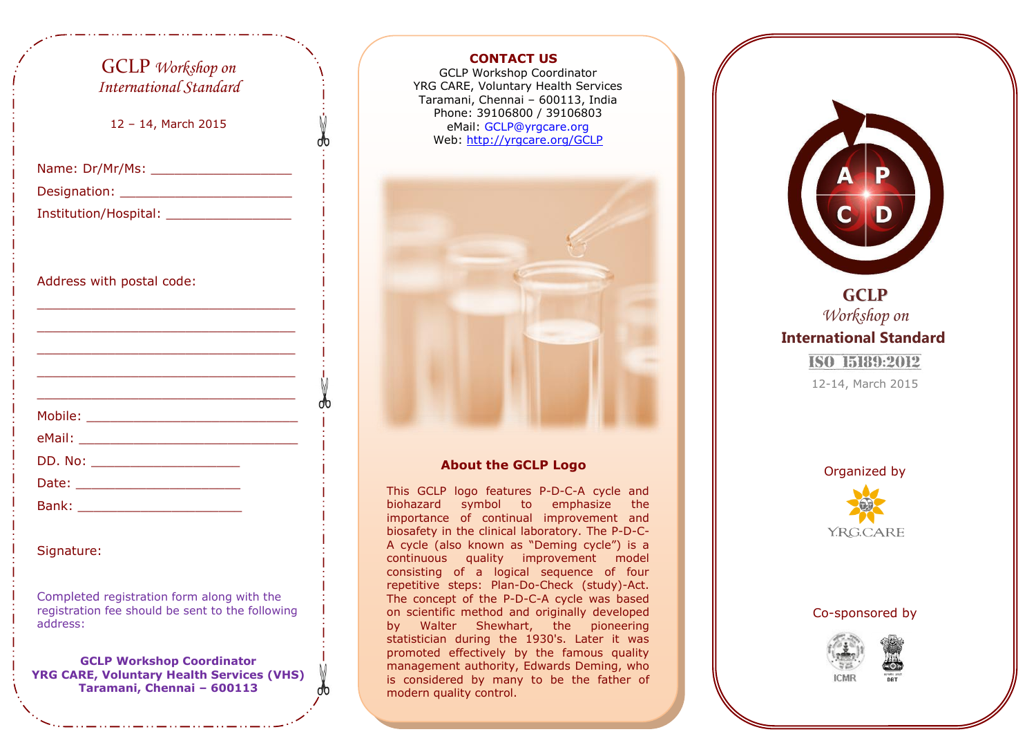# GCLP *Workshop on International Standard*

12 – 14, March 2015

Name: Dr/Mr/Ms: ___________________

Designation: ______________________

Institution/Hospital: ________________

Address with postal code:

__________________________________

__________________________________

__________________________________

__________________________________

__________________________________

Mobile: ___________________________

eMail: ____________________________

DD. No: ___________________

Date: _____________________

Bank: _____________________

Signature:

Completed registration form along with the registration fee should be sent to the following address:

**GCLP Workshop Coordinator**
**YRG CARE, Voluntary Health Services (VHS)**
**Taramani, Chennai – 600113**

## CONTACT US

GCLP Workshop Coordinator
YRG CARE, Voluntary Health Services
Taramani, Chennai – 600113, India
Phone: 39106800 / 39106803
eMail: GCLP@yrgcare.org
Web: http://yrgcare.org/GCLP

### About the GCLP Logo

This GCLP logo features P-D-C-A cycle and biohazard symbol to emphasize the importance of continual improvement and biosafety in the clinical laboratory. The P-D-C-A cycle (also known as "Deming cycle") is a continuous quality improvement model consisting of a logical sequence of four repetitive steps: Plan-Do-Check (study)-Act. The concept of the P-D-C-A cycle was based on scientific method and originally developed by Walter Shewhart, the pioneering statistician during the 1930's. Later it was promoted effectively by the famous quality management authority, Edwards Deming, who is considered by many to be the father of modern quality control.

A P
C D

# GCLP
*Workshop on*
**International Standard**

ISO 15189:2012

12-14, March 2015

Organized by

Y.R.G.CARE

Co-sponsored by

ICMR

DBT